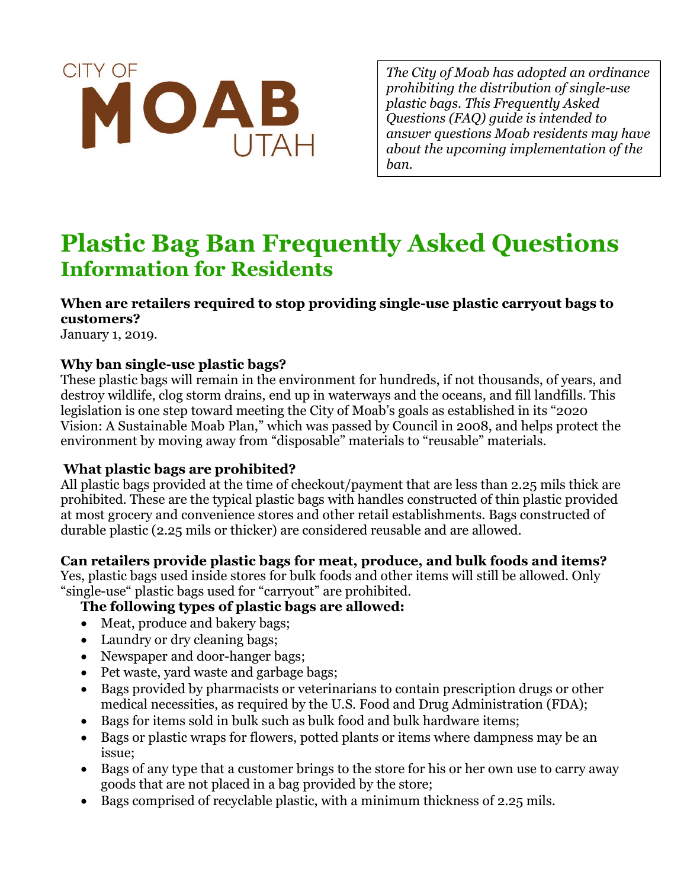CITY OF

MOAB

UTAH

*The City of Moab has adopted an ordinance prohibiting the distribution of single-use plastic bags. This Frequently Asked Questions (FAQ) guide is intended to answer questions Moab residents may have about the upcoming implementation of the ban.*

# Plastic Bag Ban Frequently Asked Questions

## Information for Residents

**When are retailers required to stop providing single-use plastic carryout bags to customers?**

January 1, 2019.

**Why ban single-use plastic bags?**

These plastic bags will remain in the environment for hundreds, if not thousands, of years, and destroy wildlife, clog storm drains, end up in waterways and the oceans, and fill landfills. This legislation is one step toward meeting the City of Moab's goals as established in its "2020 Vision: A Sustainable Moab Plan," which was passed by Council in 2008, and helps protect the environment by moving away from "disposable" materials to "reusable" materials.

**What plastic bags are prohibited?**

All plastic bags provided at the time of checkout/payment that are less than 2.25 mils thick are prohibited. These are the typical plastic bags with handles constructed of thin plastic provided at most grocery and convenience stores and other retail establishments. Bags constructed of durable plastic (2.25 mils or thicker) are considered reusable and are allowed.

**Can retailers provide plastic bags for meat, produce, and bulk foods and items?**

Yes, plastic bags used inside stores for bulk foods and other items will still be allowed. Only "single-use" plastic bags used for "carryout" are prohibited.

**The following types of plastic bags are allowed:**

- Meat, produce and bakery bags;
- Laundry or dry cleaning bags;
- Newspaper and door-hanger bags;
- Pet waste, yard waste and garbage bags;
- Bags provided by pharmacists or veterinarians to contain prescription drugs or other medical necessities, as required by the U.S. Food and Drug Administration (FDA);
- Bags for items sold in bulk such as bulk food and bulk hardware items;
- Bags or plastic wraps for flowers, potted plants or items where dampness may be an issue;
- Bags of any type that a customer brings to the store for his or her own use to carry away goods that are not placed in a bag provided by the store;
- Bags comprised of recyclable plastic, with a minimum thickness of 2.25 mils.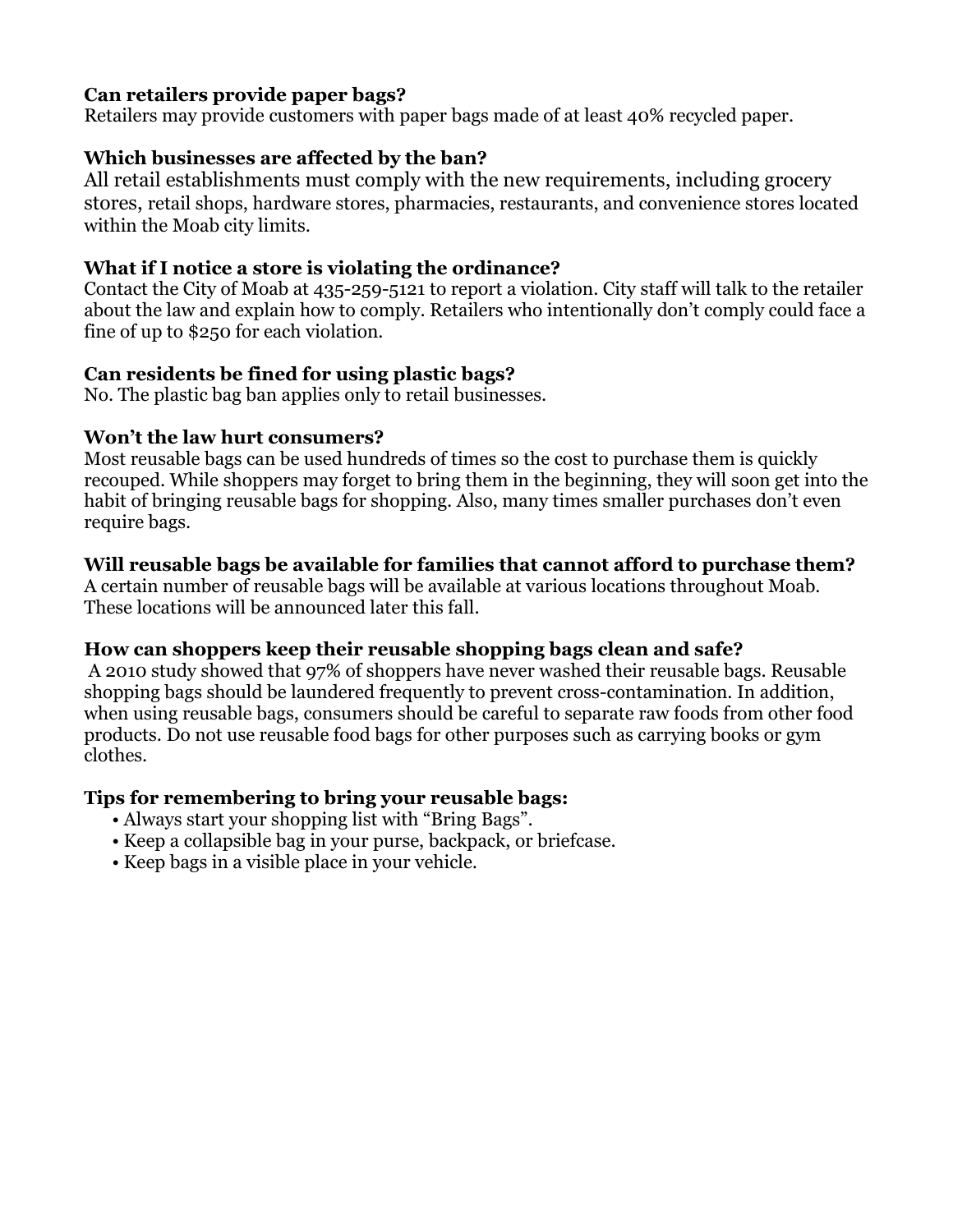**Can retailers provide paper bags?**
Retailers may provide customers with paper bags made of at least 40% recycled paper.

**Which businesses are affected by the ban?**
All retail establishments must comply with the new requirements, including grocery stores, retail shops, hardware stores, pharmacies, restaurants, and convenience stores located within the Moab city limits.

**What if I notice a store is violating the ordinance?**
Contact the City of Moab at 435-259-5121 to report a violation. City staff will talk to the retailer about the law and explain how to comply. Retailers who intentionally don't comply could face a fine of up to $250 for each violation.

**Can residents be fined for using plastic bags?**
No. The plastic bag ban applies only to retail businesses.

**Won't the law hurt consumers?**
Most reusable bags can be used hundreds of times so the cost to purchase them is quickly recouped. While shoppers may forget to bring them in the beginning, they will soon get into the habit of bringing reusable bags for shopping. Also, many times smaller purchases don't even require bags.

**Will reusable bags be available for families that cannot afford to purchase them?**
A certain number of reusable bags will be available at various locations throughout Moab. These locations will be announced later this fall.

**How can shoppers keep their reusable shopping bags clean and safe?**
A 2010 study showed that 97% of shoppers have never washed their reusable bags. Reusable shopping bags should be laundered frequently to prevent cross-contamination. In addition, when using reusable bags, consumers should be careful to separate raw foods from other food products. Do not use reusable food bags for other purposes such as carrying books or gym clothes.

**Tips for remembering to bring your reusable bags:**

- Always start your shopping list with "Bring Bags".
- Keep a collapsible bag in your purse, backpack, or briefcase.
- Keep bags in a visible place in your vehicle.